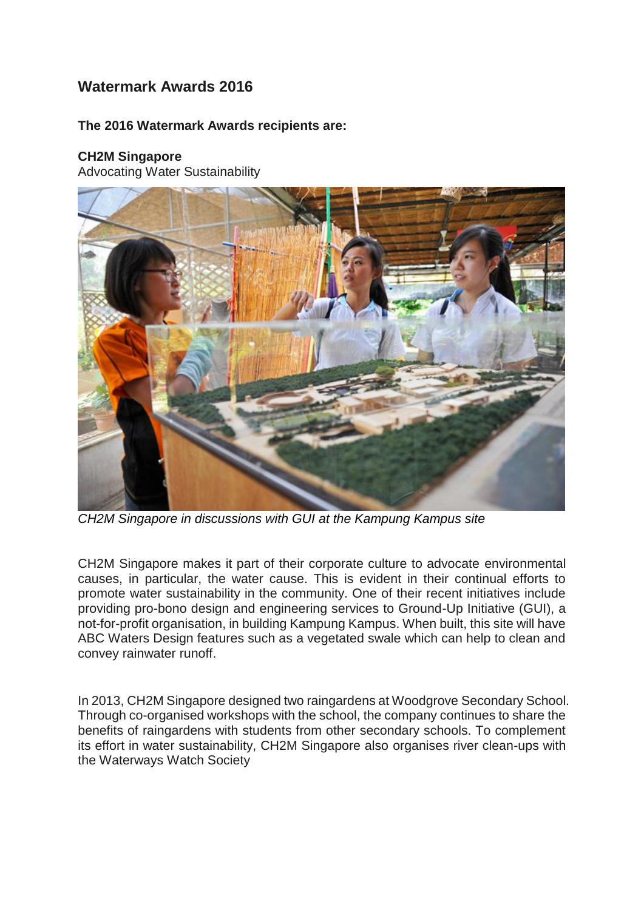# Watermark Awards 2016

**The 2016 Watermark Awards recipients are:**

**CH2M Singapore**
Advocating Water Sustainability

*CH2M Singapore in discussions with GUI at the Kampung Kampus site*

CH2M Singapore makes it part of their corporate culture to advocate environmental causes, in particular, the water cause. This is evident in their continual efforts to promote water sustainability in the community. One of their recent initiatives include providing pro-bono design and engineering services to Ground-Up Initiative (GUI), a not-for-profit organisation, in building Kampung Kampus. When built, this site will have ABC Waters Design features such as a vegetated swale which can help to clean and convey rainwater runoff.

In 2013, CH2M Singapore designed two raingardens at Woodgrove Secondary School. Through co-organised workshops with the school, the company continues to share the benefits of raingardens with students from other secondary schools. To complement its effort in water sustainability, CH2M Singapore also organises river clean-ups with the Waterways Watch Society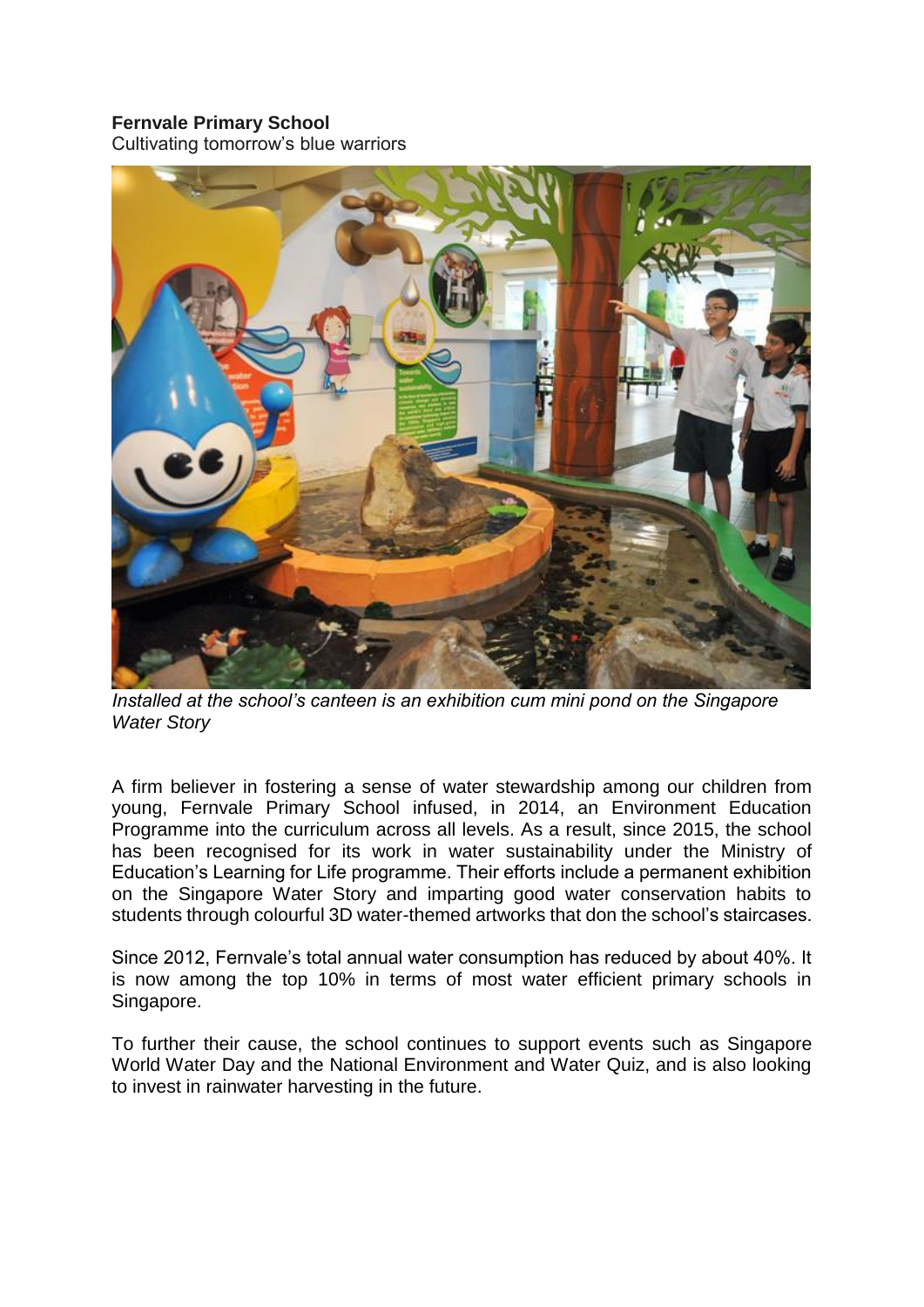**Fernvale Primary School**
Cultivating tomorrow's blue warriors

*Installed at the school's canteen is an exhibition cum mini pond on the Singapore Water Story*

A firm believer in fostering a sense of water stewardship among our children from young, Fernvale Primary School infused, in 2014, an Environment Education Programme into the curriculum across all levels. As a result, since 2015, the school has been recognised for its work in water sustainability under the Ministry of Education's Learning for Life programme. Their efforts include a permanent exhibition on the Singapore Water Story and imparting good water conservation habits to students through colourful 3D water-themed artworks that don the school's staircases.

Since 2012, Fernvale's total annual water consumption has reduced by about 40%. It is now among the top 10% in terms of most water efficient primary schools in Singapore.

To further their cause, the school continues to support events such as Singapore World Water Day and the National Environment and Water Quiz, and is also looking to invest in rainwater harvesting in the future.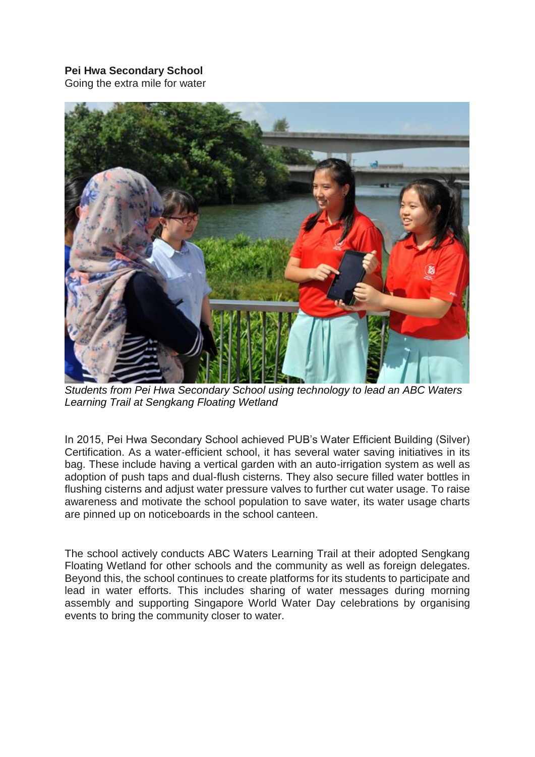**Pei Hwa Secondary School**
Going the extra mile for water

*Students from Pei Hwa Secondary School using technology to lead an ABC Waters Learning Trail at Sengkang Floating Wetland*

In 2015, Pei Hwa Secondary School achieved PUB's Water Efficient Building (Silver) Certification. As a water-efficient school, it has several water saving initiatives in its bag. These include having a vertical garden with an auto-irrigation system as well as adoption of push taps and dual-flush cisterns. They also secure filled water bottles in flushing cisterns and adjust water pressure valves to further cut water usage. To raise awareness and motivate the school population to save water, its water usage charts are pinned up on noticeboards in the school canteen.

The school actively conducts ABC Waters Learning Trail at their adopted Sengkang Floating Wetland for other schools and the community as well as foreign delegates. Beyond this, the school continues to create platforms for its students to participate and lead in water efforts. This includes sharing of water messages during morning assembly and supporting Singapore World Water Day celebrations by organising events to bring the community closer to water.